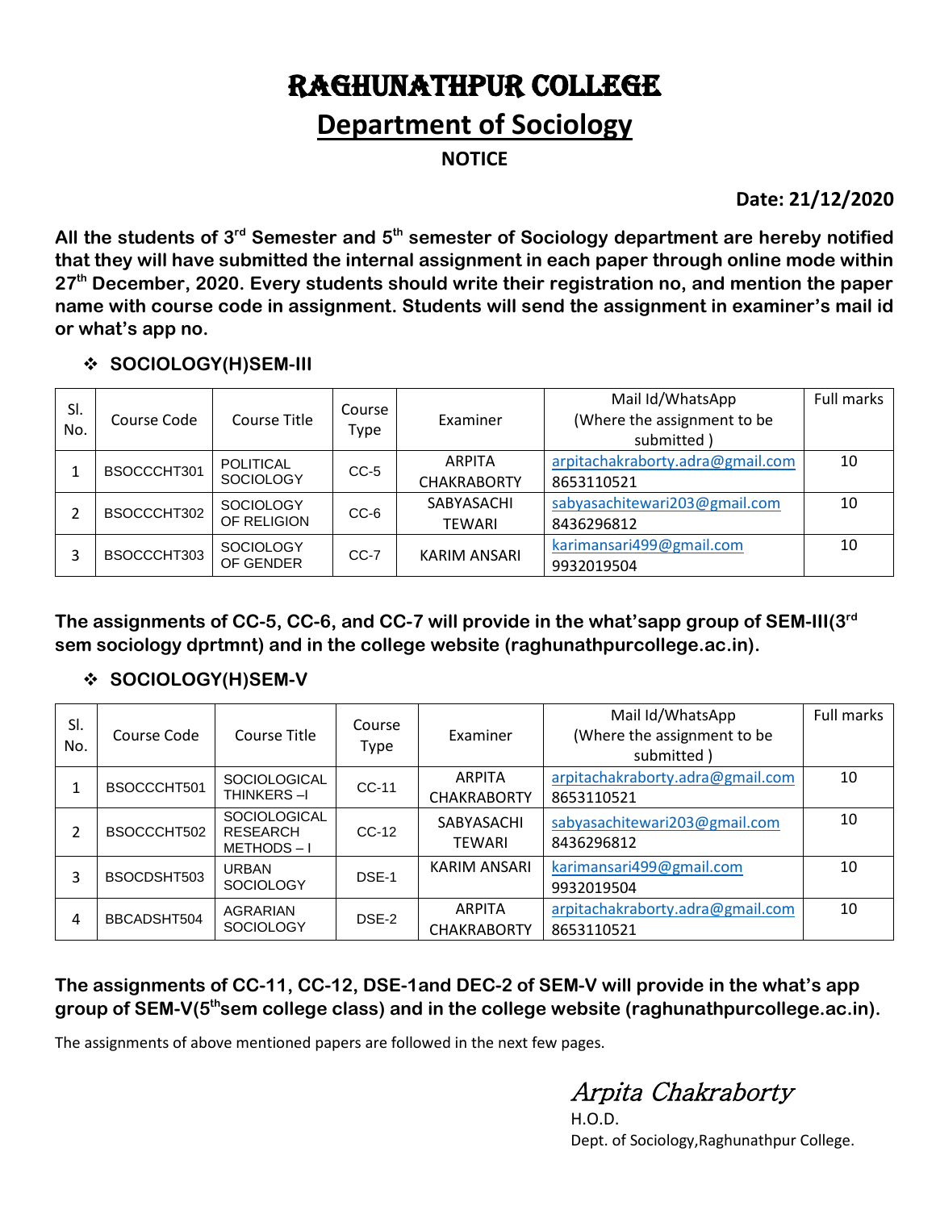# RAGHUNATHPUR COLLEGE

## Department of Sociology

**NOTICE**

**Date: 21/12/2020**

**All the students of 3rd Semester and 5th semester of Sociology department are hereby notified that they will have submitted the internal assignment in each paper through online mode within 27th December, 2020. Every students should write their registration no, and mention the paper name with course code in assignment. Students will send the assignment in examiner's mail id or what's app no.**

- **SOCIOLOGY(H)SEM-III**

| Sl. No. | Course Code | Course Title | Course Type | Examiner | Mail Id/WhatsApp (Where the assignment to be submitted ) | Full marks |
|---|---|---|---|---|---|---|
| 1 | BSOCCCHT301 | POLITICAL SOCIOLOGY | CC-5 | ARPITA CHAKRABORTY | arpitachakraborty.adra@gmail.com 8653110521 | 10 |
| 2 | BSOCCCHT302 | SOCIOLOGY OF RELIGION | CC-6 | SABYASACHI TEWARI | sabyasachitewari203@gmail.com 8436296812 | 10 |
| 3 | BSOCCCHT303 | SOCIOLOGY OF GENDER | CC-7 | KARIM ANSARI | karimansari499@gmail.com 9932019504 | 10 |

**The assignments of CC-5, CC-6, and CC-7 will provide in the what'sapp group of SEM-III(3rd sem sociology dprtmnt) and in the college website (raghunathpurcollege.ac.in).**

- **SOCIOLOGY(H)SEM-V**

| Sl. No. | Course Code | Course Title | Course Type | Examiner | Mail Id/WhatsApp (Where the assignment to be submitted ) | Full marks |
|---|---|---|---|---|---|---|
| 1 | BSOCCCHT501 | SOCIOLOGICAL THINKERS –I | CC-11 | ARPITA CHAKRABORTY | arpitachakraborty.adra@gmail.com 8653110521 | 10 |
| 2 | BSOCCCHT502 | SOCIOLOGICAL RESEARCH METHODS – I | CC-12 | SABYASACHI TEWARI | sabyasachitewari203@gmail.com 8436296812 | 10 |
| 3 | BSOCDSHT503 | URBAN SOCIOLOGY | DSE-1 | KARIM ANSARI | karimansari499@gmail.com 9932019504 | 10 |
| 4 | BBCADSHT504 | AGRARIAN SOCIOLOGY | DSE-2 | ARPITA CHAKRABORTY | arpitachakraborty.adra@gmail.com 8653110521 | 10 |

**The assignments of CC-11, CC-12, DSE-1and DEC-2 of SEM-V will provide in the what's app group of SEM-V(5thsem college class) and in the college website (raghunathpurcollege.ac.in).**

The assignments of above mentioned papers are followed in the next few pages.

*Arpita Chakraborty*
H.O.D.
Dept. of Sociology,Raghunathpur College.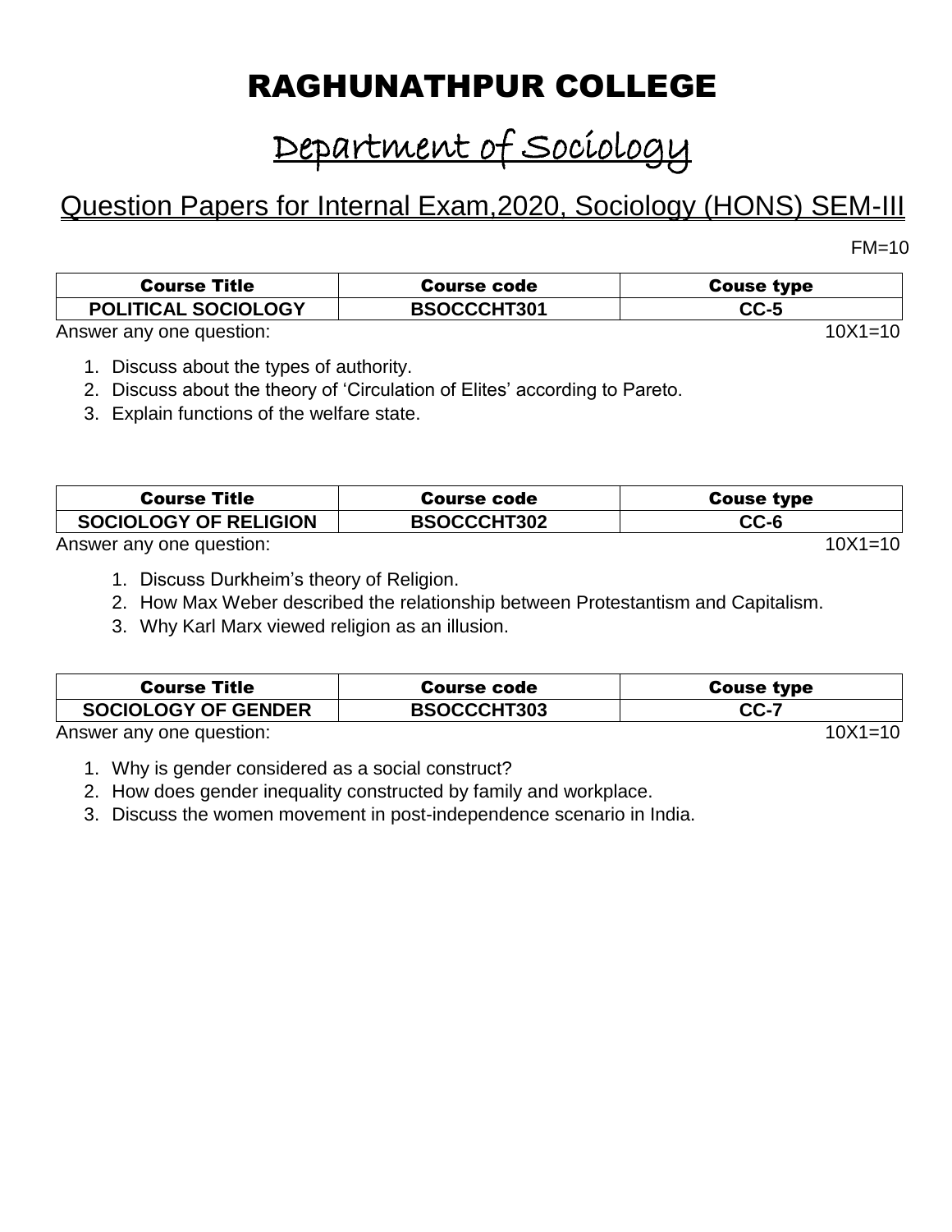# RAGHUNATHPUR COLLEGE

## Department of Sociology

### Question Papers for Internal Exam,2020, Sociology (HONS) SEM-III

FM=10

| Course Title | Course code | Couse type |
|---|---|---|
| POLITICAL SOCIOLOGY | BSOCCCHT301 | CC-5 |

Answer any one question: 10X1=10

1. Discuss about the types of authority.
2. Discuss about the theory of 'Circulation of Elites' according to Pareto.
3. Explain functions of the welfare state.

| Course Title | Course code | Couse type |
|---|---|---|
| SOCIOLOGY OF RELIGION | BSOCCCHT302 | CC-6 |

Answer any one question: 10X1=10

1. Discuss Durkheim's theory of Religion.
2. How Max Weber described the relationship between Protestantism and Capitalism.
3. Why Karl Marx viewed religion as an illusion.

| Course Title | Course code | Couse type |
|---|---|---|
| SOCIOLOGY OF GENDER | BSOCCCHT303 | CC-7 |

Answer any one question: 10X1=10

1. Why is gender considered as a social construct?
2. How does gender inequality constructed by family and workplace.
3. Discuss the women movement in post-independence scenario in India.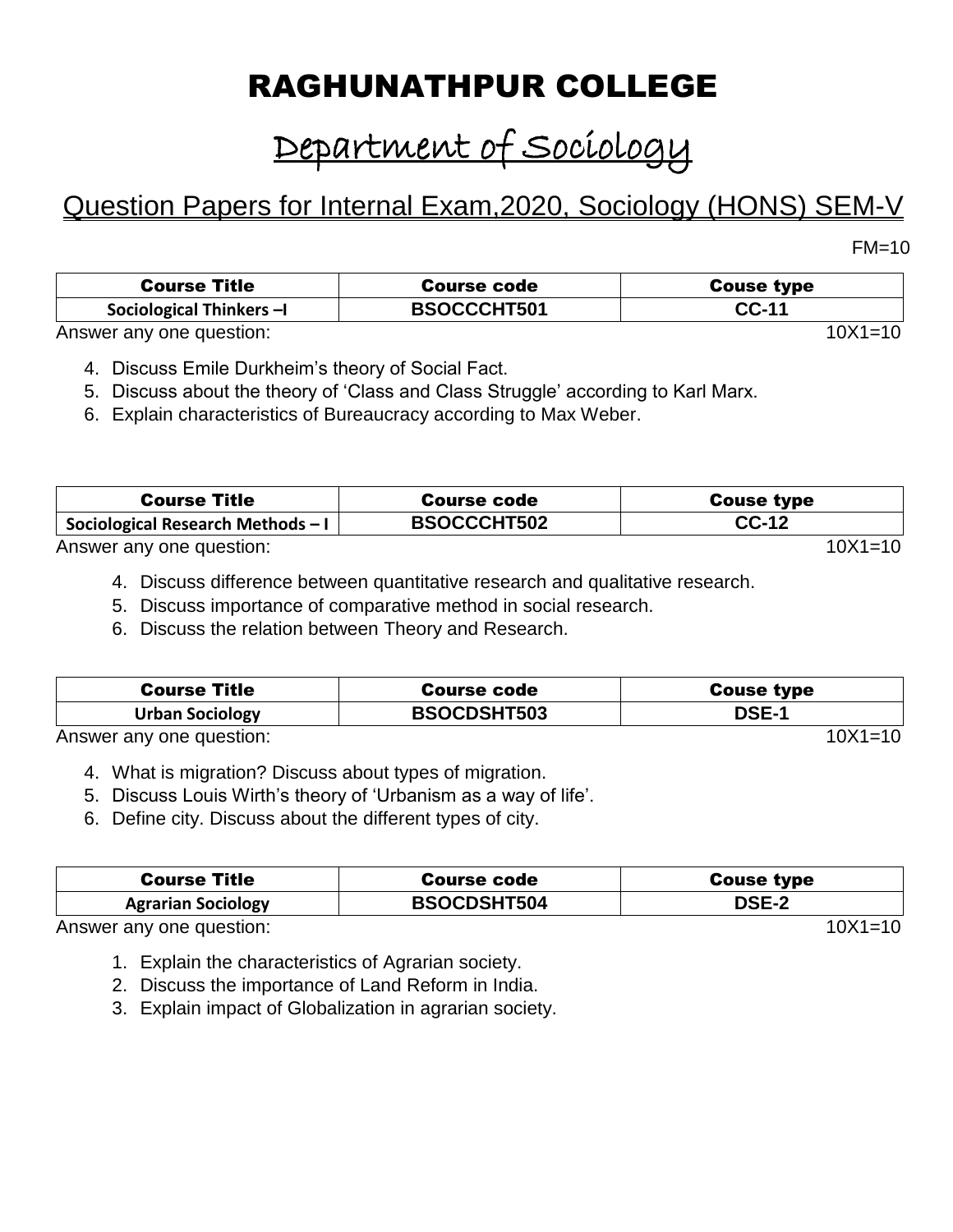# RAGHUNATHPUR COLLEGE

## Department of Sociology

### Question Papers for Internal Exam,2020, Sociology (HONS) SEM-V

FM=10

| Course Title | Course code | Couse type |
|---|---|---|
| Sociological Thinkers –I | BSOCCCHT501 | CC-11 |

Answer any one question: 10X1=10

4. Discuss Emile Durkheim's theory of Social Fact.
5. Discuss about the theory of 'Class and Class Struggle' according to Karl Marx.
6. Explain characteristics of Bureaucracy according to Max Weber.

| Course Title | Course code | Couse type |
|---|---|---|
| Sociological Research Methods – I | BSOCCCHT502 | CC-12 |

Answer any one question: 10X1=10

4. Discuss difference between quantitative research and qualitative research.
5. Discuss importance of comparative method in social research.
6. Discuss the relation between Theory and Research.

| Course Title | Course code | Couse type |
|---|---|---|
| Urban Sociology | BSOCDSHT503 | DSE-1 |

Answer any one question: 10X1=10

4. What is migration? Discuss about types of migration.
5. Discuss Louis Wirth's theory of 'Urbanism as a way of life'.
6. Define city. Discuss about the different types of city.

| Course Title | Course code | Couse type |
|---|---|---|
| Agrarian Sociology | BSOCDSHT504 | DSE-2 |

Answer any one question: 10X1=10

1. Explain the characteristics of Agrarian society.
2. Discuss the importance of Land Reform in India.
3. Explain impact of Globalization in agrarian society.